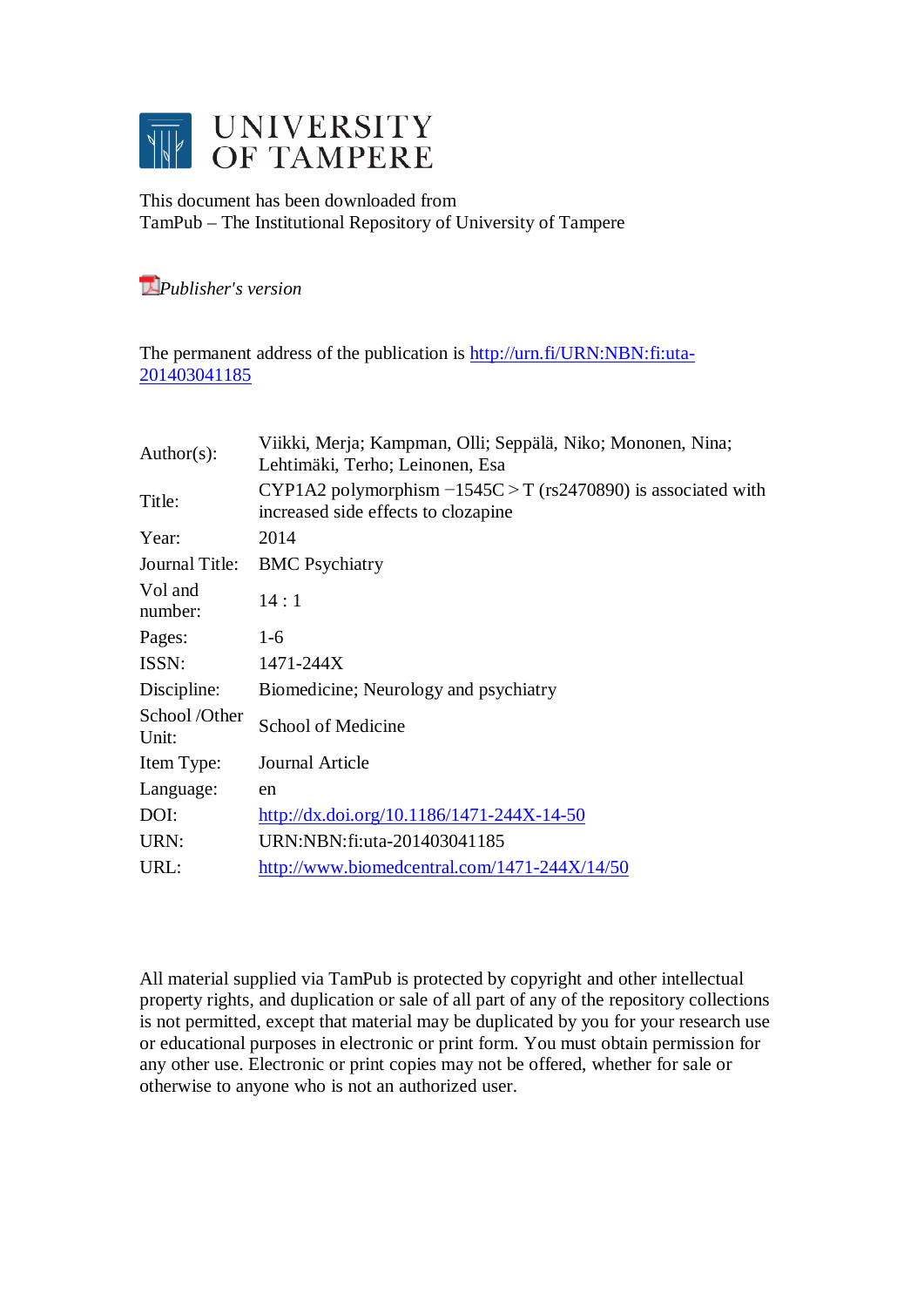# UNIVERSITY OF TAMPERE

This document has been downloaded from
TamPub – The Institutional Repository of University of Tampere

*Publisher's version*

The permanent address of the publication is http://urn.fi/URN:NBN:fi:uta-201403041185

| | |
|---|---|
| Author(s): | Viikki, Merja; Kampman, Olli; Seppälä, Niko; Mononen, Nina; Lehtimäki, Terho; Leinonen, Esa |
| Title: | CYP1A2 polymorphism −1545C > T (rs2470890) is associated with increased side effects to clozapine |
| Year: | 2014 |
| Journal Title: | BMC Psychiatry |
| Vol and number: | 14 : 1 |
| Pages: | 1-6 |
| ISSN: | 1471-244X |
| Discipline: | Biomedicine; Neurology and psychiatry |
| School /Other Unit: | School of Medicine |
| Item Type: | Journal Article |
| Language: | en |
| DOI: | http://dx.doi.org/10.1186/1471-244X-14-50 |
| URN: | URN:NBN:fi:uta-201403041185 |
| URL: | http://www.biomedcentral.com/1471-244X/14/50 |

All material supplied via TamPub is protected by copyright and other intellectual property rights, and duplication or sale of all part of any of the repository collections is not permitted, except that material may be duplicated by you for your research use or educational purposes in electronic or print form. You must obtain permission for any other use. Electronic or print copies may not be offered, whether for sale or otherwise to anyone who is not an authorized user.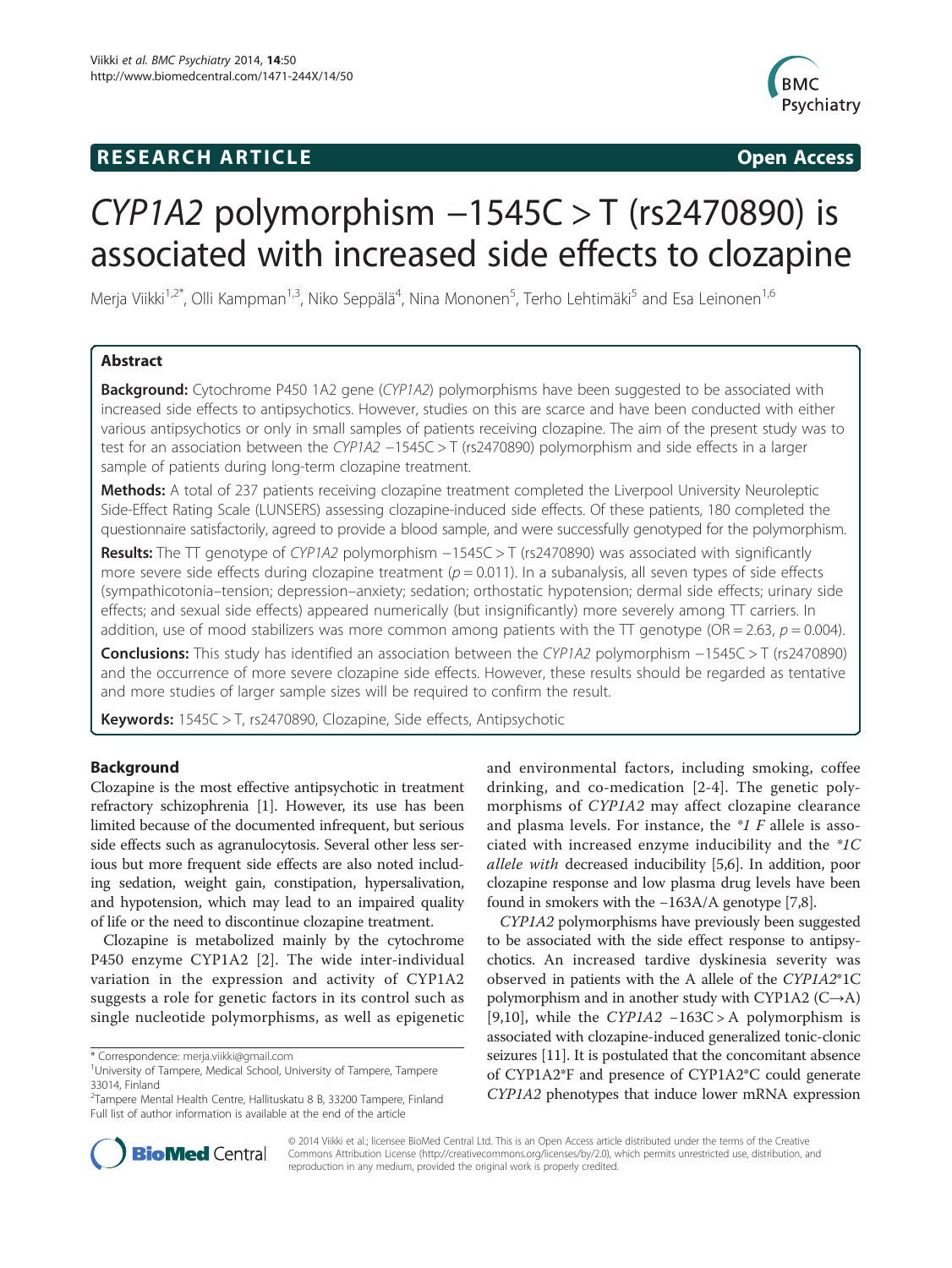# CYP1A2 polymorphism −1545C > T (rs2470890) is associated with increased side effects to clozapine

Merja Viikki[1,2*], Olli Kampman[1,3], Niko Seppälä[4], Nina Mononen[5], Terho Lehtimäki[5] and Esa Leinonen[1,6]

## Abstract

**Background:** Cytochrome P450 1A2 gene (*CYP1A2*) polymorphisms have been suggested to be associated with increased side effects to antipsychotics. However, studies on this are scarce and have been conducted with either various antipsychotics or only in small samples of patients receiving clozapine. The aim of the present study was to test for an association between the *CYP1A2* −1545C > T (rs2470890) polymorphism and side effects in a larger sample of patients during long-term clozapine treatment.

**Methods:** A total of 237 patients receiving clozapine treatment completed the Liverpool University Neuroleptic Side-Effect Rating Scale (LUNSERS) assessing clozapine-induced side effects. Of these patients, 180 completed the questionnaire satisfactorily, agreed to provide a blood sample, and were successfully genotyped for the polymorphism.

**Results:** The TT genotype of *CYP1A2* polymorphism −1545C > T (rs2470890) was associated with significantly more severe side effects during clozapine treatment ($p = 0.011$). In a subanalysis, all seven types of side effects (sympathicotonia–tension; depression–anxiety; sedation; orthostatic hypotension; dermal side effects; urinary side effects; and sexual side effects) appeared numerically (but insignificantly) more severely among TT carriers. In addition, use of mood stabilizers was more common among patients with the TT genotype (OR = 2.63, $p = 0.004$).

**Conclusions:** This study has identified an association between the *CYP1A2* polymorphism −1545C > T (rs2470890) and the occurrence of more severe clozapine side effects. However, these results should be regarded as tentative and more studies of larger sample sizes will be required to confirm the result.

**Keywords:** 1545C > T, rs2470890, Clozapine, Side effects, Antipsychotic

## Background

Clozapine is the most effective antipsychotic in treatment refractory schizophrenia [1]. However, its use has been limited because of the documented infrequent, but serious side effects such as agranulocytosis. Several other less serious but more frequent side effects are also noted including sedation, weight gain, constipation, hypersalivation, and hypotension, which may lead to an impaired quality of life or the need to discontinue clozapine treatment.

Clozapine is metabolized mainly by the cytochrome P450 enzyme CYP1A2 [2]. The wide inter-individual variation in the expression and activity of CYP1A2 suggests a role for genetic factors in its control such as single nucleotide polymorphisms, as well as epigenetic and environmental factors, including smoking, coffee drinking, and co-medication [2-4]. The genetic polymorphisms of *CYP1A2* may affect clozapine clearance and plasma levels. For instance, the *\*1 F* allele is associated with increased enzyme inducibility and the *\*1C allele with* decreased inducibility [5,6]. In addition, poor clozapine response and low plasma drug levels have been found in smokers with the −163A/A genotype [7,8].

*CYP1A2* polymorphisms have previously been suggested to be associated with the side effect response to antipsychotics. An increased tardive dyskinesia severity was observed in patients with the A allele of the *CYP1A2*\*1C polymorphism and in another study with CYP1A2 (C→A) [9,10], while the *CYP1A2* −163C > A polymorphism is associated with clozapine-induced generalized tonic-clonic seizures [11]. It is postulated that the concomitant absence of CYP1A2\*F and presence of CYP1A2\*C could generate *CYP1A2* phenotypes that induce lower mRNA expression

\* Correspondence: merja.viikki@gmail.com
[1]University of Tampere, Medical School, University of Tampere, Tampere 33014, Finland
[2]Tampere Mental Health Centre, Hallituskatu 8 B, 33200 Tampere, Finland
Full list of author information is available at the end of the article

© 2014 Viikki et al.; licensee BioMed Central Ltd. This is an Open Access article distributed under the terms of the Creative Commons Attribution License (http://creativecommons.org/licenses/by/2.0), which permits unrestricted use, distribution, and reproduction in any medium, provided the original work is properly credited.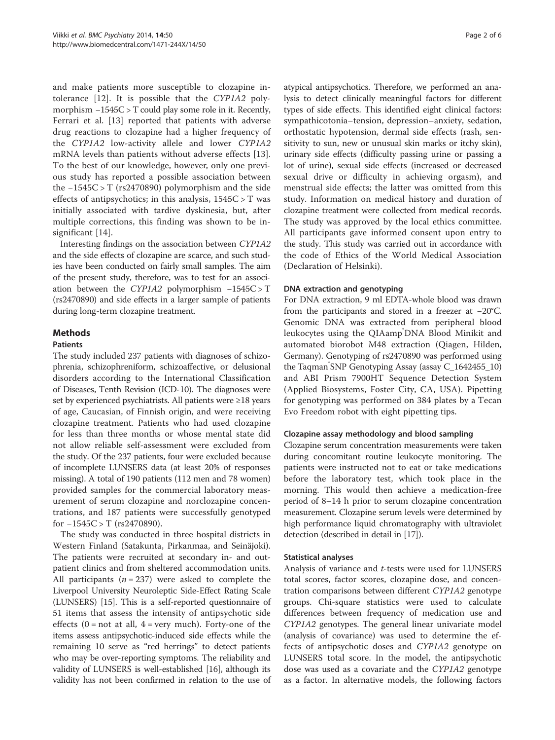and make patients more susceptible to clozapine intolerance [12]. It is possible that the *CYP1A2* polymorphism −1545C > T could play some role in it. Recently, Ferrari et al. [13] reported that patients with adverse drug reactions to clozapine had a higher frequency of the *CYP1A2* low-activity allele and lower *CYP1A2* mRNA levels than patients without adverse effects [13]. To the best of our knowledge, however, only one previous study has reported a possible association between the −1545C > T (rs2470890) polymorphism and the side effects of antipsychotics; in this analysis, 1545C > T was initially associated with tardive dyskinesia, but, after multiple corrections, this finding was shown to be insignificant [14].

Interesting findings on the association between *CYP1A2* and the side effects of clozapine are scarce, and such studies have been conducted on fairly small samples. The aim of the present study, therefore, was to test for an association between the *CYP1A2* polymorphism −1545C > T (rs2470890) and side effects in a larger sample of patients during long-term clozapine treatment.

## Methods

### Patients

The study included 237 patients with diagnoses of schizophrenia, schizophreniform, schizoaffective, or delusional disorders according to the International Classification of Diseases, Tenth Revision (ICD-10). The diagnoses were set by experienced psychiatrists. All patients were ≥18 years of age, Caucasian, of Finnish origin, and were receiving clozapine treatment. Patients who had used clozapine for less than three months or whose mental state did not allow reliable self-assessment were excluded from the study. Of the 237 patients, four were excluded because of incomplete LUNSERS data (at least 20% of responses missing). A total of 190 patients (112 men and 78 women) provided samples for the commercial laboratory measurement of serum clozapine and norclozapine concentrations, and 187 patients were successfully genotyped for −1545C > T (rs2470890).

The study was conducted in three hospital districts in Western Finland (Satakunta, Pirkanmaa, and Seinäjoki). The patients were recruited at secondary in- and outpatient clinics and from sheltered accommodation units. All participants ($n = 237$) were asked to complete the Liverpool University Neuroleptic Side-Effect Rating Scale (LUNSERS) [15]. This is a self-reported questionnaire of 51 items that assess the intensity of antipsychotic side effects (0 = not at all, 4 = very much). Forty-one of the items assess antipsychotic-induced side effects while the remaining 10 serve as "red herrings" to detect patients who may be over-reporting symptoms. The reliability and validity of LUNSERS is well-established [16], although its validity has not been confirmed in relation to the use of atypical antipsychotics. Therefore, we performed an analysis to detect clinically meaningful factors for different types of side effects. This identified eight clinical factors: sympathicotonia–tension, depression–anxiety, sedation, orthostatic hypotension, dermal side effects (rash, sensitivity to sun, new or unusual skin marks or itchy skin), urinary side effects (difficulty passing urine or passing a lot of urine), sexual side effects (increased or decreased sexual drive or difficulty in achieving orgasm), and menstrual side effects; the latter was omitted from this study. Information on medical history and duration of clozapine treatment were collected from medical records. The study was approved by the local ethics committee. All participants gave informed consent upon entry to the study. This study was carried out in accordance with the code of Ethics of the World Medical Association (Declaration of Helsinki).

### DNA extraction and genotyping

For DNA extraction, 9 ml EDTA-whole blood was drawn from the participants and stored in a freezer at −20°C. Genomic DNA was extracted from peripheral blood leukocytes using the QIAamp®DNA Blood Minikit and automated biorobot M48 extraction (Qiagen, Hilden, Germany). Genotyping of rs2470890 was performed using the Taqman®SNP Genotyping Assay (assay C_1642455_10) and ABI Prism 7900HT Sequence Detection System (Applied Biosystems, Foster City, CA, USA). Pipetting for genotyping was performed on 384 plates by a Tecan Evo Freedom robot with eight pipetting tips.

### Clozapine assay methodology and blood sampling

Clozapine serum concentration measurements were taken during concomitant routine leukocyte monitoring. The patients were instructed not to eat or take medications before the laboratory test, which took place in the morning. This would then achieve a medication-free period of 8–14 h prior to serum clozapine concentration measurement. Clozapine serum levels were determined by high performance liquid chromatography with ultraviolet detection (described in detail in [17]).

### Statistical analyses

Analysis of variance and *t*-tests were used for LUNSERS total scores, factor scores, clozapine dose, and concentration comparisons between different *CYP1A2* genotype groups. Chi-square statistics were used to calculate differences between frequency of medication use and *CYP1A2* genotypes. The general linear univariate model (analysis of covariance) was used to determine the effects of antipsychotic doses and *CYP1A2* genotype on LUNSERS total score. In the model, the antipsychotic dose was used as a covariate and the *CYP1A2* genotype as a factor. In alternative models, the following factors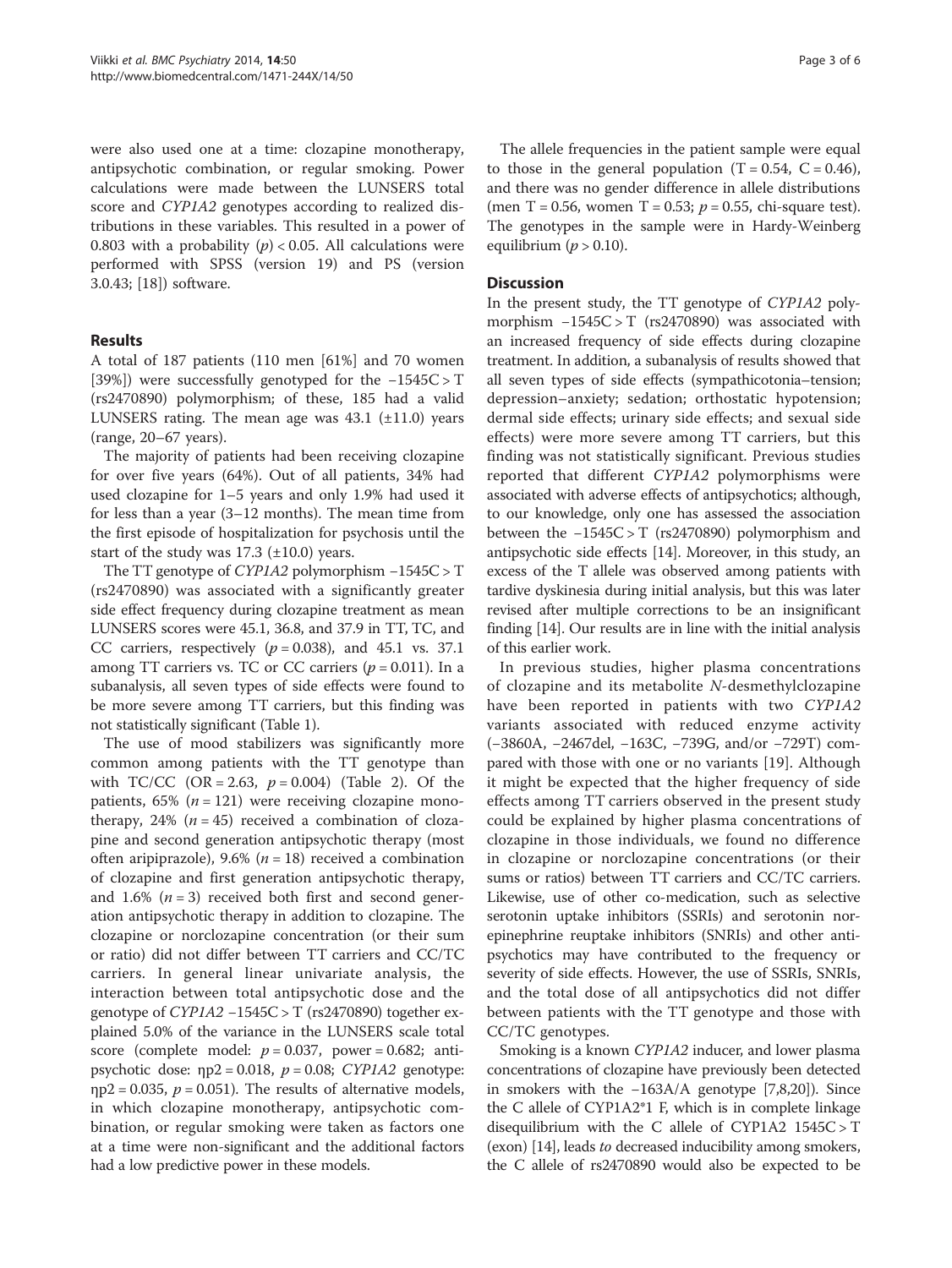were also used one at a time: clozapine monotherapy, antipsychotic combination, or regular smoking. Power calculations were made between the LUNSERS total score and *CYP1A2* genotypes according to realized distributions in these variables. This resulted in a power of 0.803 with a probability ($p$) < 0.05. All calculations were performed with SPSS (version 19) and PS (version 3.0.43; [18]) software.

## Results

A total of 187 patients (110 men [61%] and 70 women [39%]) were successfully genotyped for the −1545C > T (rs2470890) polymorphism; of these, 185 had a valid LUNSERS rating. The mean age was 43.1 (±11.0) years (range, 20–67 years).

The majority of patients had been receiving clozapine for over five years (64%). Out of all patients, 34% had used clozapine for 1–5 years and only 1.9% had used it for less than a year (3–12 months). The mean time from the first episode of hospitalization for psychosis until the start of the study was 17.3 (±10.0) years.

The TT genotype of *CYP1A2* polymorphism −1545C > T (rs2470890) was associated with a significantly greater side effect frequency during clozapine treatment as mean LUNSERS scores were 45.1, 36.8, and 37.9 in TT, TC, and CC carriers, respectively ($p = 0.038$), and 45.1 vs. 37.1 among TT carriers vs. TC or CC carriers ($p = 0.011$). In a subanalysis, all seven types of side effects were found to be more severe among TT carriers, but this finding was not statistically significant (Table 1).

The use of mood stabilizers was significantly more common among patients with the TT genotype than with TC/CC (OR = 2.63, $p = 0.004$) (Table 2). Of the patients, 65% ($n = 121$) were receiving clozapine monotherapy, 24% ($n = 45$) received a combination of clozapine and second generation antipsychotic therapy (most often aripiprazole), 9.6% ($n = 18$) received a combination of clozapine and first generation antipsychotic therapy, and 1.6% ($n = 3$) received both first and second generation antipsychotic therapy in addition to clozapine. The clozapine or norclozapine concentration (or their sum or ratio) did not differ between TT carriers and CC/TC carriers. In general linear univariate analysis, the interaction between total antipsychotic dose and the genotype of *CYP1A2* −1545C > T (rs2470890) together explained 5.0% of the variance in the LUNSERS scale total score (complete model: $p = 0.037$, power = 0.682; antipsychotic dose: $\eta p2 = 0.018$, $p = 0.08$; *CYP1A2* genotype: $\eta p2 = 0.035$, $p = 0.051$). The results of alternative models, in which clozapine monotherapy, antipsychotic combination, or regular smoking were taken as factors one at a time were non-significant and the additional factors had a low predictive power in these models.

The allele frequencies in the patient sample were equal to those in the general population (T = 0.54, C = 0.46), and there was no gender difference in allele distributions (men T = 0.56, women T = 0.53; $p = 0.55$, chi-square test). The genotypes in the sample were in Hardy-Weinberg equilibrium ($p > 0.10$).

## Discussion

In the present study, the TT genotype of *CYP1A2* polymorphism −1545C > T (rs2470890) was associated with an increased frequency of side effects during clozapine treatment. In addition, a subanalysis of results showed that all seven types of side effects (sympathicotonia–tension; depression–anxiety; sedation; orthostatic hypotension; dermal side effects; urinary side effects; and sexual side effects) were more severe among TT carriers, but this finding was not statistically significant. Previous studies reported that different *CYP1A2* polymorphisms were associated with adverse effects of antipsychotics; although, to our knowledge, only one has assessed the association between the −1545C > T (rs2470890) polymorphism and antipsychotic side effects [14]. Moreover, in this study, an excess of the T allele was observed among patients with tardive dyskinesia during initial analysis, but this was later revised after multiple corrections to be an insignificant finding [14]. Our results are in line with the initial analysis of this earlier work.

In previous studies, higher plasma concentrations of clozapine and its metabolite *N*-desmethylclozapine have been reported in patients with two *CYP1A2* variants associated with reduced enzyme activity (−3860A, −2467del, −163C, −739G, and/or −729T) compared with those with one or no variants [19]. Although it might be expected that the higher frequency of side effects among TT carriers observed in the present study could be explained by higher plasma concentrations of clozapine in those individuals, we found no difference in clozapine or norclozapine concentrations (or their sums or ratios) between TT carriers and CC/TC carriers. Likewise, use of other co-medication, such as selective serotonin uptake inhibitors (SSRIs) and serotonin norepinephrine reuptake inhibitors (SNRIs) and other antipsychotics may have contributed to the frequency or severity of side effects. However, the use of SSRIs, SNRIs, and the total dose of all antipsychotics did not differ between patients with the TT genotype and those with CC/TC genotypes.

Smoking is a known *CYP1A2* inducer, and lower plasma concentrations of clozapine have previously been detected in smokers with the −163A/A genotype [7,8,20]). Since the C allele of CYP1A2*1 F, which is in complete linkage disequilibrium with the C allele of CYP1A2 1545C > T (exon) [14], leads *to* decreased inducibility among smokers, the C allele of rs2470890 would also be expected to be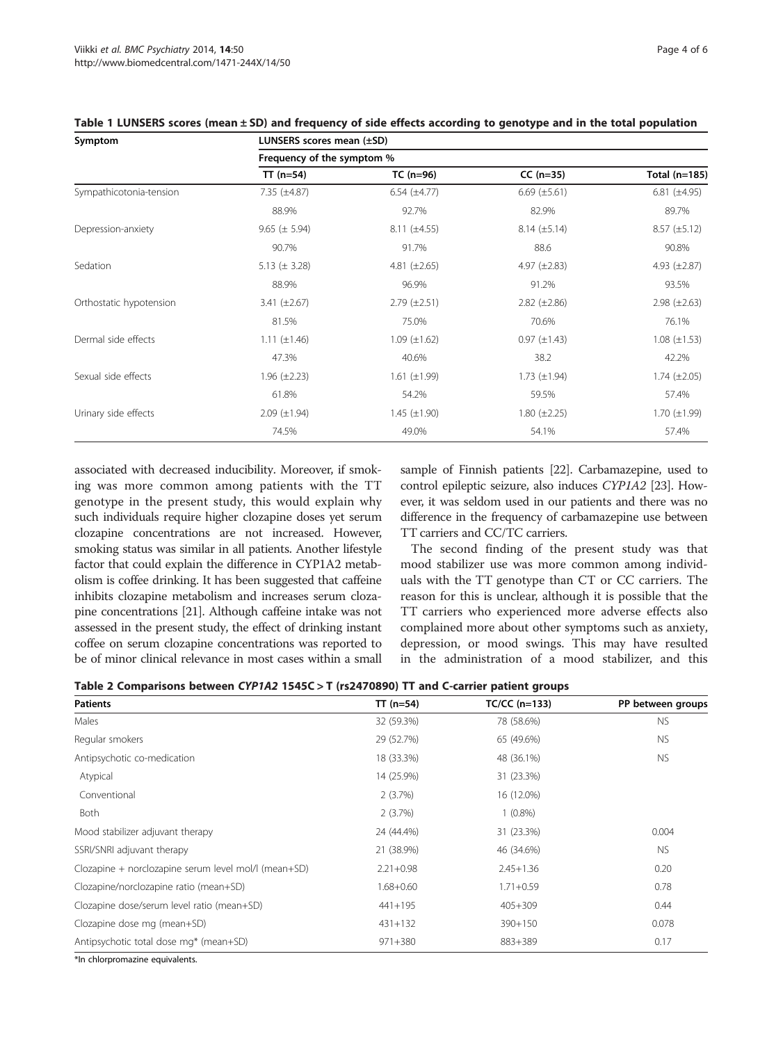**Table 1 LUNSERS scores (mean ± SD) and frequency of side effects according to genotype and in the total population**

| Symptom | LUNSERS scores mean (±SD) | | | |
|---|---|---|---|---|
| | Frequency of the symptom % | | | |
| | TT (n=54) | TC (n=96) | CC (n=35) | Total (n=185) |
| Sympathicotonia-tension | 7.35 (±4.87) | 6.54 (±4.77) | 6.69 (±5.61) | 6.81 (±4.95) |
| | 88.9% | 92.7% | 82.9% | 89.7% |
| Depression-anxiety | 9.65 (± 5.94) | 8.11 (±4.55) | 8.14 (±5.14) | 8.57 (±5.12) |
| | 90.7% | 91.7% | 88.6 | 90.8% |
| Sedation | 5.13 (± 3.28) | 4.81 (±2.65) | 4.97 (±2.83) | 4.93 (±2.87) |
| | 88.9% | 96.9% | 91.2% | 93.5% |
| Orthostatic hypotension | 3.41 (±2.67) | 2.79 (±2.51) | 2.82 (±2.86) | 2.98 (±2.63) |
| | 81.5% | 75.0% | 70.6% | 76.1% |
| Dermal side effects | 1.11 (±1.46) | 1.09 (±1.62) | 0.97 (±1.43) | 1.08 (±1.53) |
| | 47.3% | 40.6% | 38.2 | 42.2% |
| Sexual side effects | 1.96 (±2.23) | 1.61 (±1.99) | 1.73 (±1.94) | 1.74 (±2.05) |
| | 61.8% | 54.2% | 59.5% | 57.4% |
| Urinary side effects | 2.09 (±1.94) | 1.45 (±1.90) | 1.80 (±2.25) | 1.70 (±1.99) |
| | 74.5% | 49.0% | 54.1% | 57.4% |

associated with decreased inducibility. Moreover, if smoking was more common among patients with the TT genotype in the present study, this would explain why such individuals require higher clozapine doses yet serum clozapine concentrations are not increased. However, smoking status was similar in all patients. Another lifestyle factor that could explain the difference in CYP1A2 metabolism is coffee drinking. It has been suggested that caffeine inhibits clozapine metabolism and increases serum clozapine concentrations [21]. Although caffeine intake was not assessed in the present study, the effect of drinking instant coffee on serum clozapine concentrations was reported to be of minor clinical relevance in most cases within a small sample of Finnish patients [22]. Carbamazepine, used to control epileptic seizure, also induces *CYP1A2* [23]. However, it was seldom used in our patients and there was no difference in the frequency of carbamazepine use between TT carriers and CC/TC carriers.

The second finding of the present study was that mood stabilizer use was more common among individuals with the TT genotype than CT or CC carriers. The reason for this is unclear, although it is possible that the TT carriers who experienced more adverse effects also complained more about other symptoms such as anxiety, depression, or mood swings. This may have resulted in the administration of a mood stabilizer, and this

**Table 2 Comparisons between *CYP1A2* 1545C > T (rs2470890) TT and C-carrier patient groups**

| Patients | TT (n=54) | TC/CC (n=133) | PP between groups |
|---|---|---|---|
| Males | 32 (59.3%) | 78 (58.6%) | NS |
| Regular smokers | 29 (52.7%) | 65 (49.6%) | NS |
| Antipsychotic co-medication | 18 (33.3%) | 48 (36.1%) | NS |
| Atypical | 14 (25.9%) | 31 (23.3%) | |
| Conventional | 2 (3.7%) | 16 (12.0%) | |
| Both | 2 (3.7%) | 1 (0.8%) | |
| Mood stabilizer adjuvant therapy | 24 (44.4%) | 31 (23.3%) | 0.004 |
| SSRI/SNRI adjuvant therapy | 21 (38.9%) | 46 (34.6%) | NS |
| Clozapine + norclozapine serum level mol/l (mean+SD) | 2.21+0.98 | 2.45+1.36 | 0.20 |
| Clozapine/norclozapine ratio (mean+SD) | 1.68+0.60 | 1.71+0.59 | 0.78 |
| Clozapine dose/serum level ratio (mean+SD) | 441+195 | 405+309 | 0.44 |
| Clozapine dose mg (mean+SD) | 431+132 | 390+150 | 0.078 |
| Antipsychotic total dose mg* (mean+SD) | 971+380 | 883+389 | 0.17 |

*In chlorpromazine equivalents.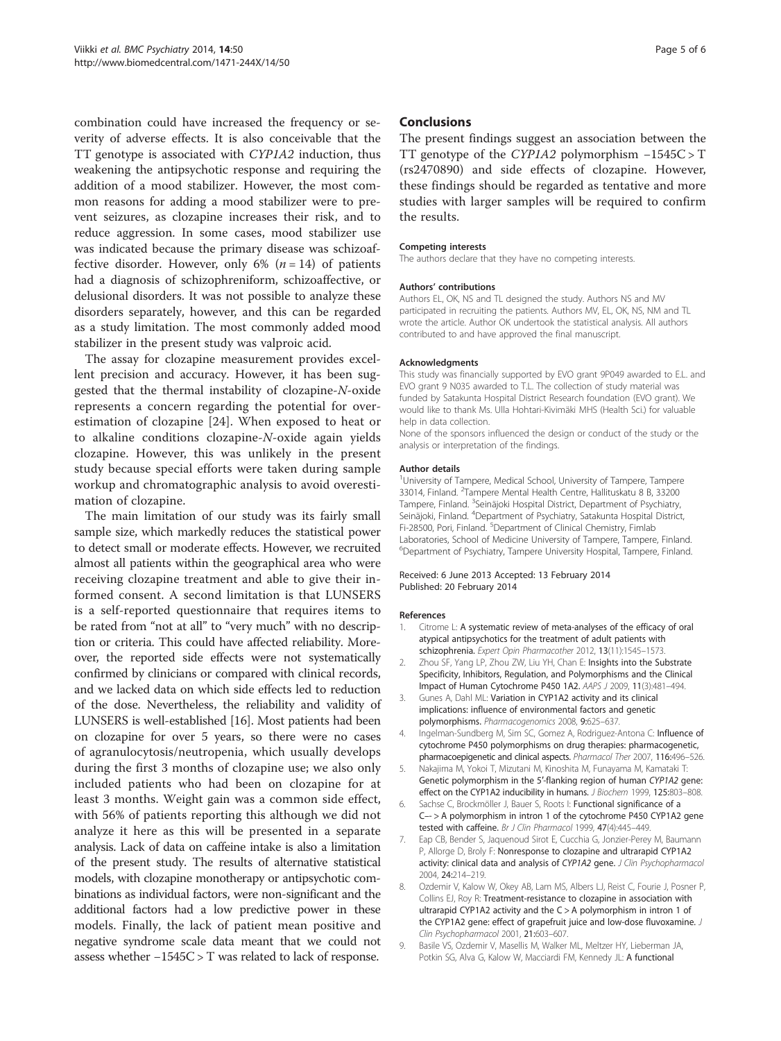combination could have increased the frequency or severity of adverse effects. It is also conceivable that the TT genotype is associated with *CYP1A2* induction, thus weakening the antipsychotic response and requiring the addition of a mood stabilizer. However, the most common reasons for adding a mood stabilizer were to prevent seizures, as clozapine increases their risk, and to reduce aggression. In some cases, mood stabilizer use was indicated because the primary disease was schizoaffective disorder. However, only 6% ($n = 14$) of patients had a diagnosis of schizophreniform, schizoaffective, or delusional disorders. It was not possible to analyze these disorders separately, however, and this can be regarded as a study limitation. The most commonly added mood stabilizer in the present study was valproic acid.

The assay for clozapine measurement provides excellent precision and accuracy. However, it has been suggested that the thermal instability of clozapine-*N*-oxide represents a concern regarding the potential for overestimation of clozapine [24]. When exposed to heat or to alkaline conditions clozapine-*N*-oxide again yields clozapine. However, this was unlikely in the present study because special efforts were taken during sample workup and chromatographic analysis to avoid overestimation of clozapine.

The main limitation of our study was its fairly small sample size, which markedly reduces the statistical power to detect small or moderate effects. However, we recruited almost all patients within the geographical area who were receiving clozapine treatment and able to give their informed consent. A second limitation is that LUNSERS is a self-reported questionnaire that requires items to be rated from "not at all" to "very much" with no description or criteria. This could have affected reliability. Moreover, the reported side effects were not systematically confirmed by clinicians or compared with clinical records, and we lacked data on which side effects led to reduction of the dose. Nevertheless, the reliability and validity of LUNSERS is well-established [16]. Most patients had been on clozapine for over 5 years, so there were no cases of agranulocytosis/neutropenia, which usually develops during the first 3 months of clozapine use; we also only included patients who had been on clozapine for at least 3 months. Weight gain was a common side effect, with 56% of patients reporting this although we did not analyze it here as this will be presented in a separate analysis. Lack of data on caffeine intake is also a limitation of the present study. The results of alternative statistical models, with clozapine monotherapy or antipsychotic combinations as individual factors, were non-significant and the additional factors had a low predictive power in these models. Finally, the lack of patient mean positive and negative syndrome scale data meant that we could not assess whether −1545C > T was related to lack of response.

## Conclusions

The present findings suggest an association between the TT genotype of the *CYP1A2* polymorphism −1545C > T (rs2470890) and side effects of clozapine. However, these findings should be regarded as tentative and more studies with larger samples will be required to confirm the results.

#### Competing interests

The authors declare that they have no competing interests.

#### Authors' contributions

Authors EL, OK, NS and TL designed the study. Authors NS and MV participated in recruiting the patients. Authors MV, EL, OK, NS, NM and TL wrote the article. Author OK undertook the statistical analysis. All authors contributed to and have approved the final manuscript.

#### Acknowledgments

This study was financially supported by EVO grant 9P049 awarded to E.L. and EVO grant 9 N035 awarded to T.L. The collection of study material was funded by Satakunta Hospital District Research foundation (EVO grant). We would like to thank Ms. Ulla Hohtari-Kivimäki MHS (Health Sci.) for valuable help in data collection.

None of the sponsors influenced the design or conduct of the study or the analysis or interpretation of the findings.

#### Author details

[1]University of Tampere, Medical School, University of Tampere, Tampere 33014, Finland. [2]Tampere Mental Health Centre, Hallituskatu 8 B, 33200 Tampere, Finland. [3]Seinäjoki Hospital District, Department of Psychiatry, Seinäjoki, Finland. [4]Department of Psychiatry, Satakunta Hospital District, Fi-28500, Pori, Finland. [5]Department of Clinical Chemistry, Fimlab Laboratories, School of Medicine University of Tampere, Tampere, Finland. [6]Department of Psychiatry, Tampere University Hospital, Tampere, Finland.

Received: 6 June 2013 Accepted: 13 February 2014
Published: 20 February 2014

#### References

1. Citrome L: **A systematic review of meta-analyses of the efficacy of oral atypical antipsychotics for the treatment of adult patients with schizophrenia.** *Expert Opin Pharmacother* 2012, **13**(11):1545–1573.
2. Zhou SF, Yang LP, Zhou ZW, Liu YH, Chan E: **Insights into the Substrate Specificity, Inhibitors, Regulation, and Polymorphisms and the Clinical Impact of Human Cytochrome P450 1A2.** *AAPS J* 2009, **11**(3):481–494.
3. Gunes A, Dahl ML: **Variation in CYP1A2 activity and its clinical implications: influence of environmental factors and genetic polymorphisms.** *Pharmacogenomics* 2008, **9**:625–637.
4. Ingelman-Sundberg M, Sim SC, Gomez A, Rodriguez-Antona C: **Influence of cytochrome P450 polymorphisms on drug therapies: pharmacogenetic, pharmacoepigenetic and clinical aspects.** *Pharmacol Ther* 2007, **116**:496–526.
5. Nakajima M, Yokoi T, Mizutani M, Kinoshita M, Funayama M, Kamataki T: **Genetic polymorphism in the 5'-flanking region of human *CYP1A2* gene: effect on the CYP1A2 inducibility in humans.** *J Biochem* 1999, **125**:803–808.
6. Sachse C, Brockmöller J, Bauer S, Roots I: **Functional significance of a C-- > A polymorphism in intron 1 of the cytochrome P450 CYP1A2 gene tested with caffeine.** *Br J Clin Pharmacol* 1999, **47**(4):445–449.
7. Eap CB, Bender S, Jaquenoud Sirot E, Cucchia G, Jonzier-Perey M, Baumann P, Allorge D, Broly F: **Nonresponse to clozapine and ultrarapid CYP1A2 activity: clinical data and analysis of *CYP1A2* gene.** *J Clin Psychopharmacol* 2004, **24**:214–219.
8. Ozdemir V, Kalow W, Okey AB, Lam MS, Albers LJ, Reist C, Fourie J, Posner P, Collins EJ, Roy R: **Treatment-resistance to clozapine in association with ultrarapid CYP1A2 activity and the C > A polymorphism in intron 1 of the CYP1A2 gene: effect of grapefruit juice and low-dose fluvoxamine.** *J Clin Psychopharmacol* 2001, **21**:603–607.
9. Basile VS, Ozdemir V, Masellis M, Walker ML, Meltzer HY, Lieberman JA, Potkin SG, Alva G, Kalow W, Macciardi FM, Kennedy JL: **A functional**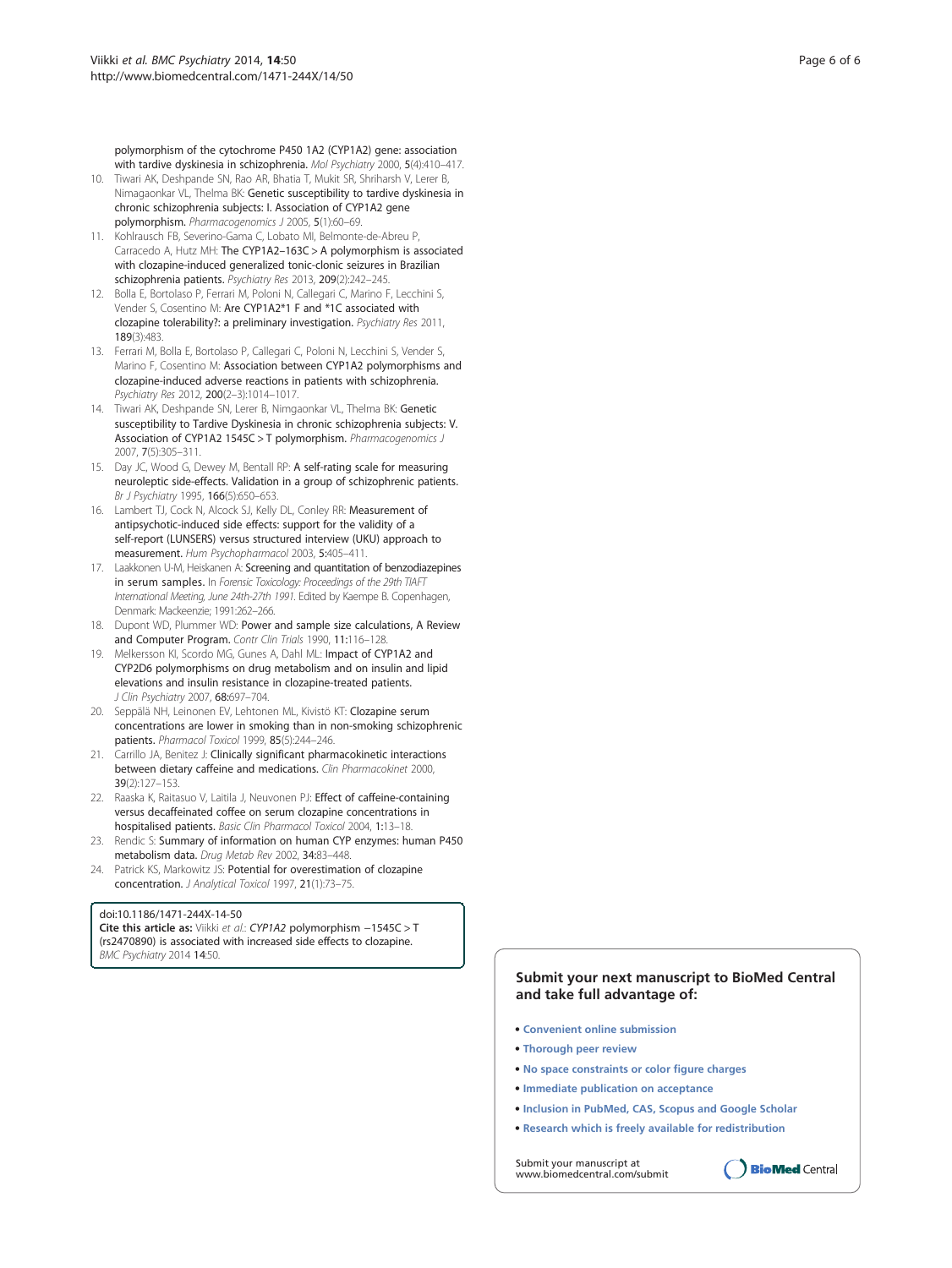polymorphism of the cytochrome P450 1A2 (CYP1A2) gene: association with tardive dyskinesia in schizophrenia. *Mol Psychiatry* 2000, **5**(4):410–417.

10. Tiwari AK, Deshpande SN, Rao AR, Bhatia T, Mukit SR, Shriharsh V, Lerer B, Nimagaonkar VL, Thelma BK: Genetic susceptibility to tardive dyskinesia in chronic schizophrenia subjects: I. Association of CYP1A2 gene polymorphism. *Pharmacogenomics J* 2005, **5**(1):60–69.
11. Kohlrausch FB, Severino-Gama C, Lobato MI, Belmonte-de-Abreu P, Carracedo A, Hutz MH: The CYP1A2–163C > A polymorphism is associated with clozapine-induced generalized tonic-clonic seizures in Brazilian schizophrenia patients. *Psychiatry Res* 2013, **209**(2):242–245.
12. Bolla E, Bortolaso P, Ferrari M, Poloni N, Callegari C, Marino F, Lecchini S, Vender S, Cosentino M: Are CYP1A2*1 F and *1C associated with clozapine tolerability?: a preliminary investigation. *Psychiatry Res* 2011, **189**(3):483.
13. Ferrari M, Bolla E, Bortolaso P, Callegari C, Poloni N, Lecchini S, Vender S, Marino F, Cosentino M: Association between CYP1A2 polymorphisms and clozapine-induced adverse reactions in patients with schizophrenia. *Psychiatry Res* 2012, **200**(2–3):1014–1017.
14. Tiwari AK, Deshpande SN, Lerer B, Nimgaonkar VL, Thelma BK: Genetic susceptibility to Tardive Dyskinesia in chronic schizophrenia subjects: V. Association of CYP1A2 1545C > T polymorphism. *Pharmacogenomics J* 2007, **7**(5):305–311.
15. Day JC, Wood G, Dewey M, Bentall RP: A self-rating scale for measuring neuroleptic side-effects. Validation in a group of schizophrenic patients. *Br J Psychiatry* 1995, **166**(5):650–653.
16. Lambert TJ, Cock N, Alcock SJ, Kelly DL, Conley RR: Measurement of antipsychotic-induced side effects: support for the validity of a self-report (LUNSERS) versus structured interview (UKU) approach to measurement. *Hum Psychopharmacol* 2003, **5**:405–411.
17. Laakkonen U-M, Heiskanen A: Screening and quantitation of benzodiazepines in serum samples. In *Forensic Toxicology: Proceedings of the 29th TIAFT International Meeting, June 24th-27th 1991*. Edited by Kaempe B. Copenhagen, Denmark: Mackeenzie; 1991:262–266.
18. Dupont WD, Plummer WD: Power and sample size calculations, A Review and Computer Program. *Contr Clin Trials* 1990, **11**:116–128.
19. Melkersson KI, Scordo MG, Gunes A, Dahl ML: Impact of CYP1A2 and CYP2D6 polymorphisms on drug metabolism and on insulin and lipid elevations and insulin resistance in clozapine-treated patients. *J Clin Psychiatry* 2007, **68**:697–704.
20. Seppälä NH, Leinonen EV, Lehtonen ML, Kivistö KT: Clozapine serum concentrations are lower in smoking than in non-smoking schizophrenic patients. *Pharmacol Toxicol* 1999, **85**(5):244–246.
21. Carrillo JA, Benitez J: Clinically significant pharmacokinetic interactions between dietary caffeine and medications. *Clin Pharmacokinet* 2000, **39**(2):127–153.
22. Raaska K, Raitasuo V, Laitila J, Neuvonen PJ: Effect of caffeine-containing versus decaffeinated coffee on serum clozapine concentrations in hospitalised patients. *Basic Clin Pharmacol Toxicol* 2004, **1**:13–18.
23. Rendic S: Summary of information on human CYP enzymes: human P450 metabolism data. *Drug Metab Rev* 2002, **34**:83–448.
24. Patrick KS, Markowitz JS: Potential for overestimation of clozapine concentration. *J Analytical Toxicol* 1997, **21**(1):73–75.

doi:10.1186/1471-244X-14-50

**Cite this article as:** Viikki *et al.*: *CYP1A2* polymorphism −1545C > T (rs2470890) is associated with increased side effects to clozapine. *BMC Psychiatry* 2014 **14**:50.

**Submit your next manuscript to BioMed Central and take full advantage of:**

- **Convenient online submission**
- **Thorough peer review**
- **No space constraints or color figure charges**
- **Immediate publication on acceptance**
- **Inclusion in PubMed, CAS, Scopus and Google Scholar**
- **Research which is freely available for redistribution**

Submit your manuscript at www.biomedcentral.com/submit

BioMed Central